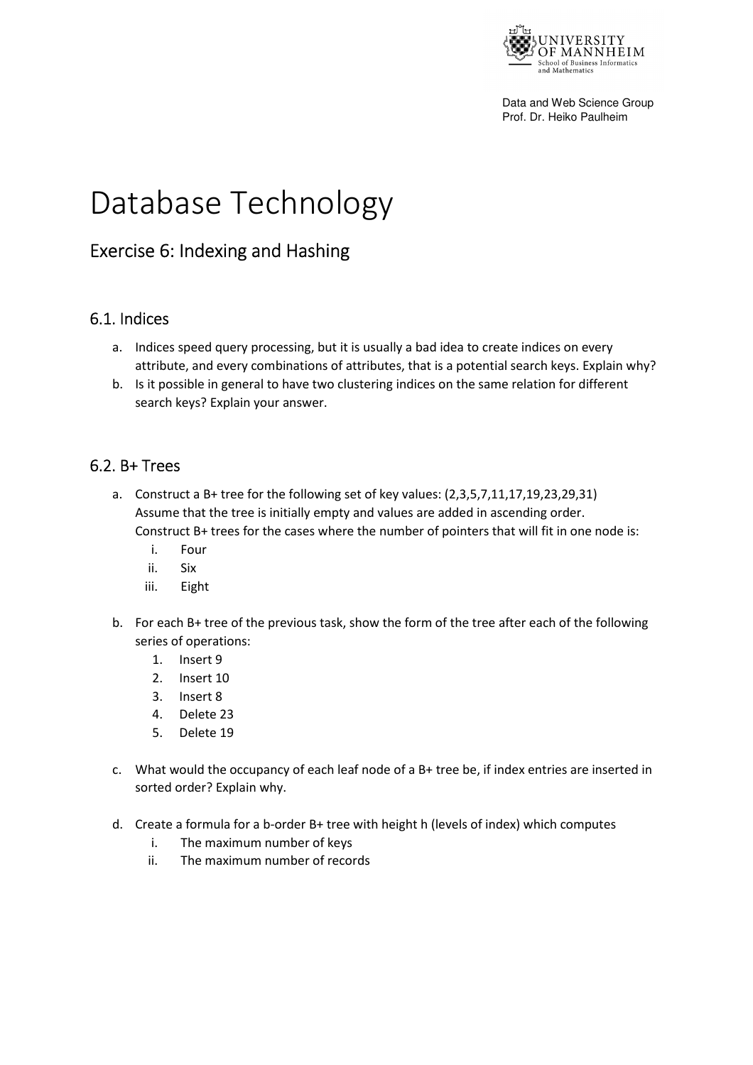Data and Web Science Group
Prof. Dr. Heiko Paulheim

# Database Technology

## Exercise 6: Indexing and Hashing

### 6.1. Indices

a. Indices speed query processing, but it is usually a bad idea to create indices on every attribute, and every combinations of attributes, that is a potential search keys. Explain why?
b. Is it possible in general to have two clustering indices on the same relation for different search keys? Explain your answer.

### 6.2. B+ Trees

a. Construct a B+ tree for the following set of key values: (2,3,5,7,11,17,19,23,29,31)
   Assume that the tree is initially empty and values are added in ascending order.
   Construct B+ trees for the cases where the number of pointers that will fit in one node is:
   i. Four
   ii. Six
   iii. Eight

b. For each B+ tree of the previous task, show the form of the tree after each of the following series of operations:
   1. Insert 9
   2. Insert 10
   3. Insert 8
   4. Delete 23
   5. Delete 19

c. What would the occupancy of each leaf node of a B+ tree be, if index entries are inserted in sorted order? Explain why.

d. Create a formula for a b-order B+ tree with height h (levels of index) which computes
   i. The maximum number of keys
   ii. The maximum number of records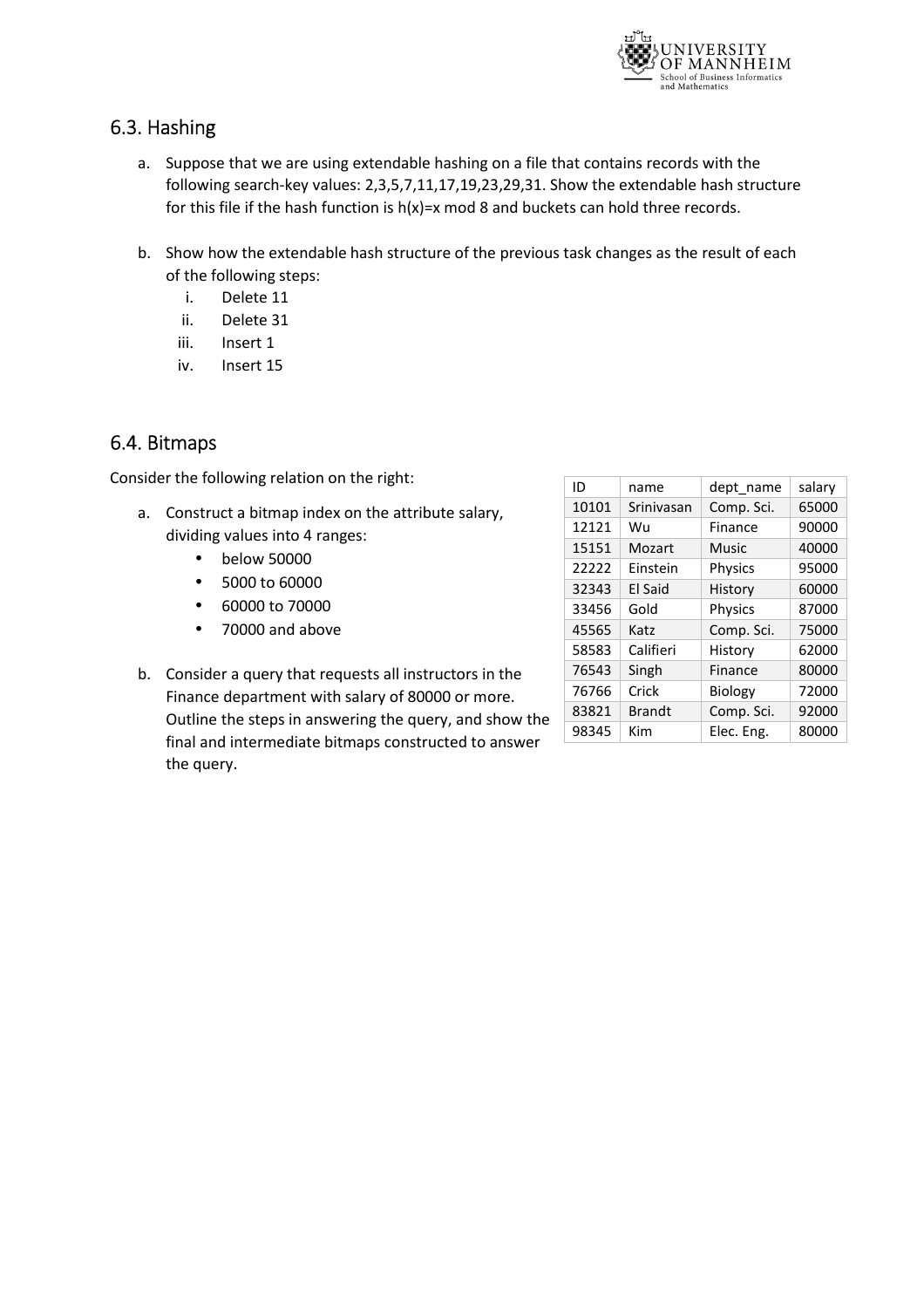## 6.3. Hashing

a. Suppose that we are using extendable hashing on a file that contains records with the following search-key values: 2,3,5,7,11,17,19,23,29,31. Show the extendable hash structure for this file if the hash function is h(x)=x mod 8 and buckets can hold three records.

b. Show how the extendable hash structure of the previous task changes as the result of each of the following steps:
   i. Delete 11
   ii. Delete 31
   iii. Insert 1
   iv. Insert 15

## 6.4. Bitmaps

Consider the following relation on the right:

| ID | name | dept_name | salary |
|---|---|---|---|
| 10101 | Srinivasan | Comp. Sci. | 65000 |
| 12121 | Wu | Finance | 90000 |
| 15151 | Mozart | Music | 40000 |
| 22222 | Einstein | Physics | 95000 |
| 32343 | El Said | History | 60000 |
| 33456 | Gold | Physics | 87000 |
| 45565 | Katz | Comp. Sci. | 75000 |
| 58583 | Califieri | History | 62000 |
| 76543 | Singh | Finance | 80000 |
| 76766 | Crick | Biology | 72000 |
| 83821 | Brandt | Comp. Sci. | 92000 |
| 98345 | Kim | Elec. Eng. | 80000 |

a. Construct a bitmap index on the attribute salary, dividing values into 4 ranges:
   - below 50000
   - 5000 to 60000
   - 60000 to 70000
   - 70000 and above

b. Consider a query that requests all instructors in the Finance department with salary of 80000 or more. Outline the steps in answering the query, and show the final and intermediate bitmaps constructed to answer the query.